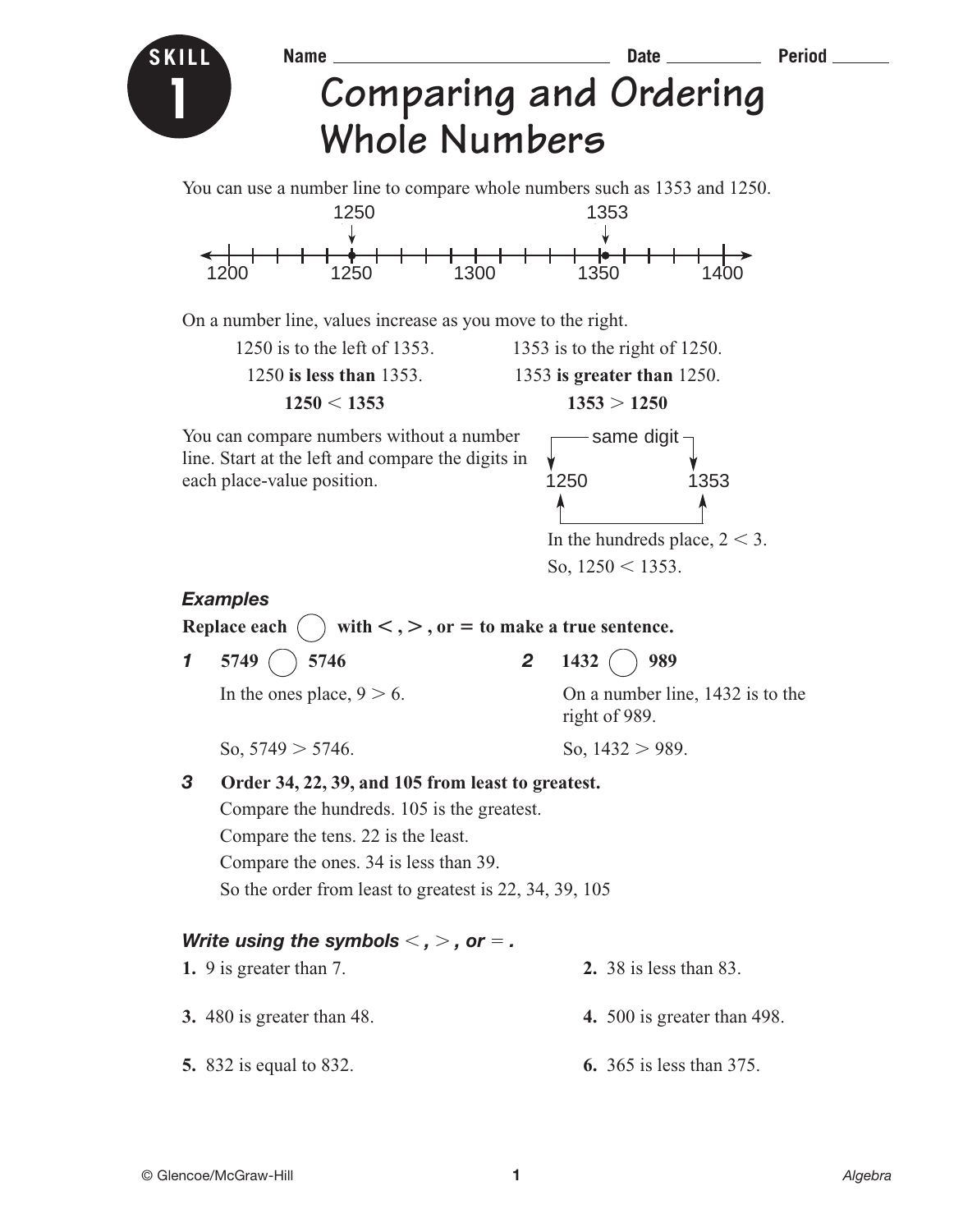# SKILL 1

Name ______________________ Date __________ Period ______

# Comparing and Ordering Whole Numbers

You can use a number line to compare whole numbers such as 1353 and 1250.

1250 1353

1200 1250 1300 1350 1400

On a number line, values increase as you move to the right.

1250 is to the left of 1353. 1353 is to the right of 1250.

1250 **is less than** 1353. 1353 **is greater than** 1250.

**$1250 < 1353$** **$1353 > 1250$**

You can compare numbers without a number line. Start at the left and compare the digits in each place-value position.

same digit

1250 1353

In the hundreds place, $2 < 3$.

So, $1250 < 1353$.

### *Examples*

**Replace each ◯ with <, >, or = to make a true sentence.**

***1*** **5749 ◯ 5746**

In the ones place, $9 > 6$.

So, $5749 > 5746$.

***2*** **1432 ◯ 989**

On a number line, 1432 is to the right of 989.

So, $1432 > 989$.

***3*** **Order 34, 22, 39, and 105 from least to greatest.**

Compare the hundreds. 105 is the greatest.

Compare the tens. 22 is the least.

Compare the ones. 34 is less than 39.

So the order from least to greatest is 22, 34, 39, 105

### *Write using the symbols <, >, or =.*

**1.** 9 is greater than 7.

**2.** 38 is less than 83.

**3.** 480 is greater than 48.

**4.** 500 is greater than 498.

**5.** 832 is equal to 832.

**6.** 365 is less than 375.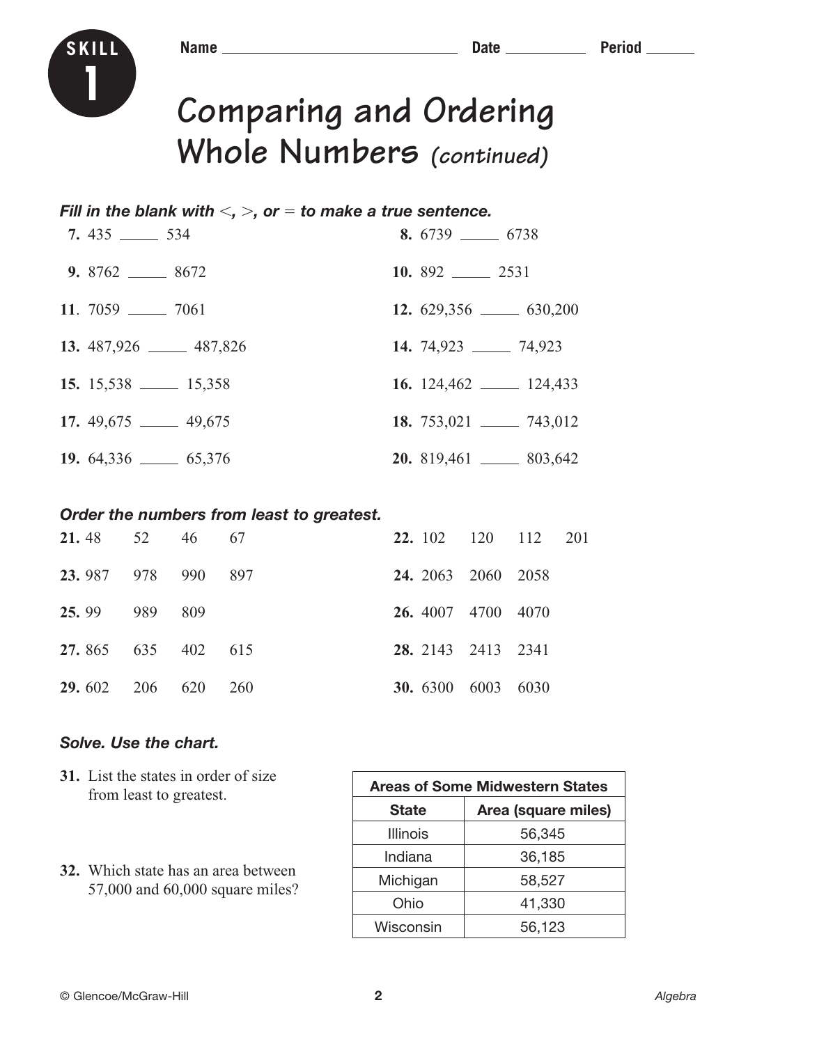SKILL 1

Name ______________________ Date __________ Period ______

# Comparing and Ordering Whole Numbers *(continued)*

***Fill in the blank with <, >, or = to make a true sentence.***

**7.** 435 _____ 534

**8.** 6739 _____ 6738

**9.** 8762 _____ 8672

**10.** 892 _____ 2531

**11**. 7059 _____ 7061

**12.** 629,356 _____ 630,200

**13.** 487,926 _____ 487,826

**14.** 74,923 _____ 74,923

**15.** 15,538 _____ 15,358

**16.** 124,462 _____ 124,433

**17.** 49,675 _____ 49,675

**18.** 753,021 _____ 743,012

**19.** 64,336 _____ 65,376

**20.** 819,461 _____ 803,642

***Order the numbers from least to greatest.***

**21.** 48 52 46 67

**22.** 102 120 112 201

**23.** 987 978 990 897

**24.** 2063 2060 2058

**25.** 99 989 809

**26.** 4007 4700 4070

**27.** 865 635 402 615

**28.** 2143 2413 2341

**29.** 602 206 620 260

**30.** 6300 6003 6030

***Solve. Use the chart.***

**31.** List the states in order of size from least to greatest.

**32.** Which state has an area between 57,000 and 60,000 square miles?

**Areas of Some Midwestern States**

| State | Area (square miles) |
|---|---|
| Illinois | 56,345 |
| Indiana | 36,185 |
| Michigan | 58,527 |
| Ohio | 41,330 |
| Wisconsin | 56,123 |